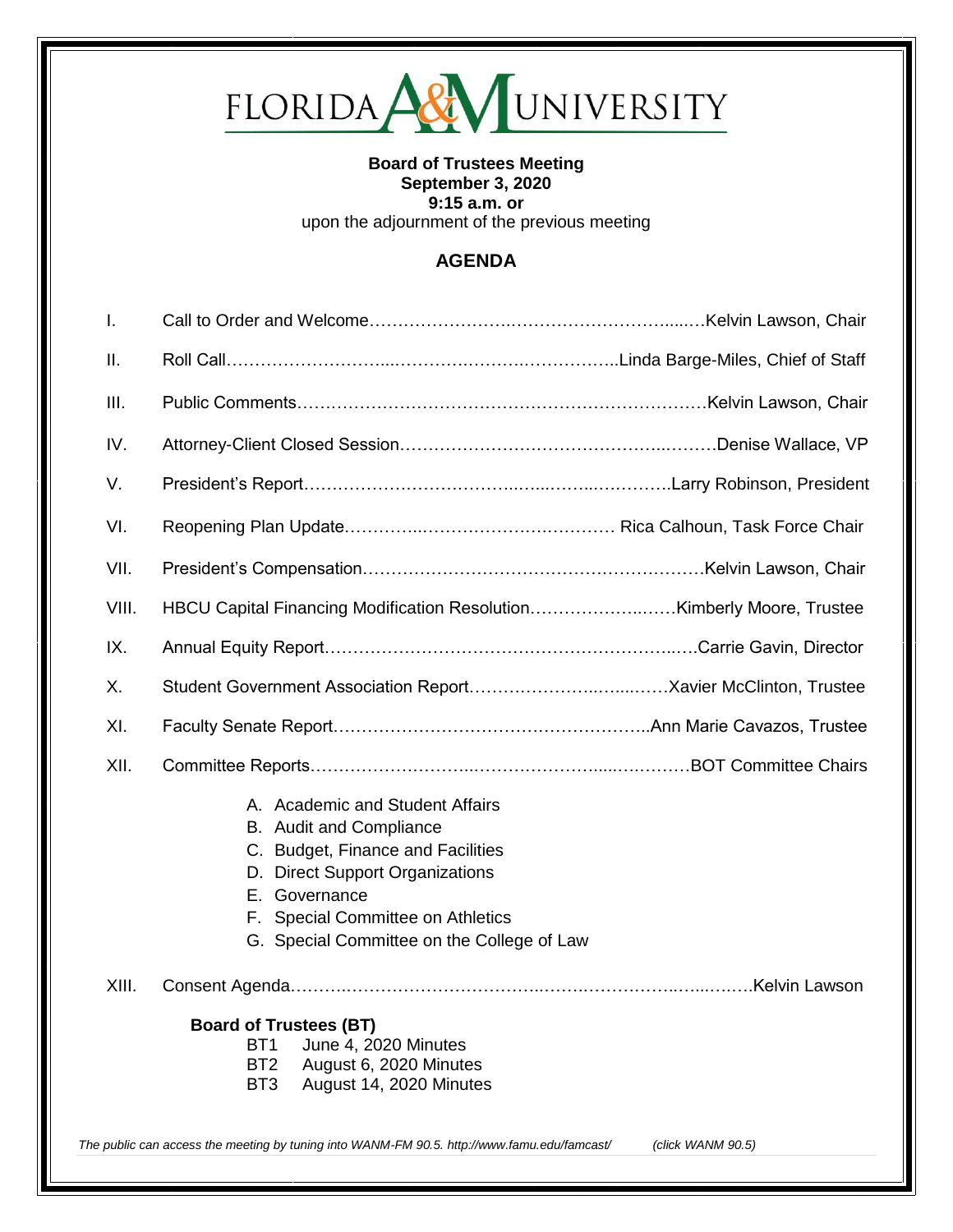# FLORIDA A&M UNIVERSITY

**Board of Trustees Meeting**
**September 3, 2020**
**9:15 a.m. or**
upon the adjournment of the previous meeting

## AGENDA

I. Call to Order and Welcome……………………………………………………....…Kelvin Lawson, Chair

II. Roll Call………………………...……….………..…………….Linda Barge-Miles, Chief of Staff

III. Public Comments…………………………………………………………………Kelvin Lawson, Chair

IV. Attorney-Client Closed Session……………………………………………...………Denise Wallace, VP

V. President's Report……………………………….…....……..………….Larry Robinson, President

VI. Reopening Plan Update…………..……………………………… Rica Calhoun, Task Force Chair

VII. President's Compensation…………………………………………………………Kelvin Lawson, Chair

VIII. HBCU Capital Financing Modification Resolution…………………..……Kimberly Moore, Trustee

IX. Annual Equity Report……………………………………………………….....Carrie Gavin, Director

X. Student Government Association Report…………………..…....……Xavier McClinton, Trustee

XI. Faculty Senate Report………………………………………………..Ann Marie Cavazos, Trustee

XII. Committee Reports………………………...…………………......…………BOT Committee Chairs

A. Academic and Student Affairs
B. Audit and Compliance
C. Budget, Finance and Facilities
D. Direct Support Organizations
E. Governance
F. Special Committee on Athletics
G. Special Committee on the College of Law

XIII. Consent Agenda……….………………………….…….……………..…...…….Kelvin Lawson

**Board of Trustees (BT)**

- BT1 June 4, 2020 Minutes
- BT2 August 6, 2020 Minutes
- BT3 August 14, 2020 Minutes

*The public can access the meeting by tuning into WANM-FM 90.5. http://www.famu.edu/famcast/ (click WANM 90.5)*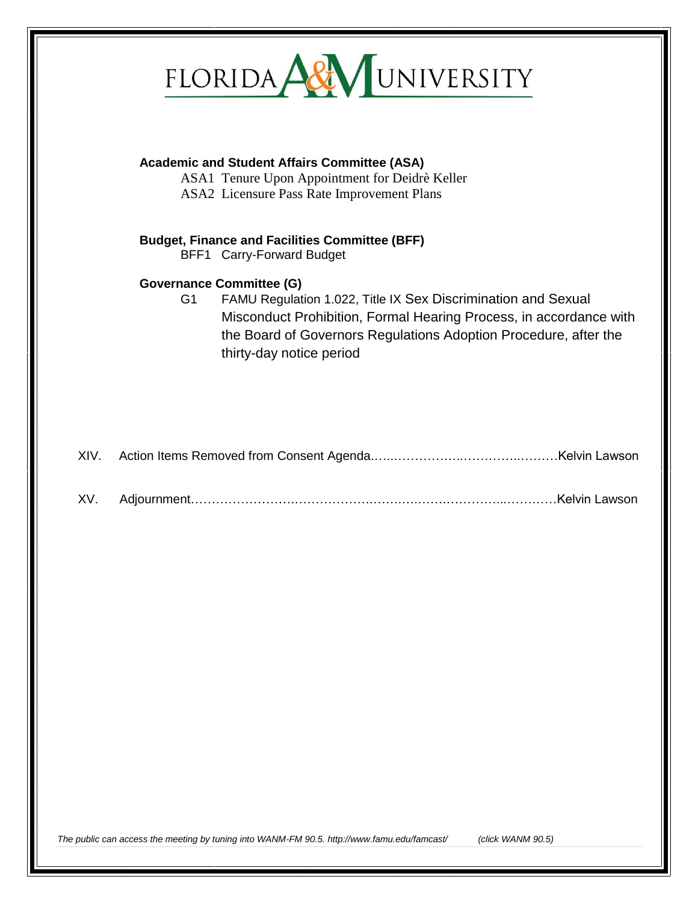FLORIDA A&M UNIVERSITY

**Academic and Student Affairs Committee (ASA)**

ASA1 Tenure Upon Appointment for Deidrè Keller
ASA2 Licensure Pass Rate Improvement Plans

**Budget, Finance and Facilities Committee (BFF)**

BFF1 Carry-Forward Budget

**Governance Committee (G)**

G1 FAMU Regulation 1.022, Title IX Sex Discrimination and Sexual Misconduct Prohibition, Formal Hearing Process, in accordance with the Board of Governors Regulations Adoption Procedure, after the thirty-day notice period

XIV. Action Items Removed from Consent Agenda……………………………………Kelvin Lawson

XV. Adjournment……………………………………………………………………Kelvin Lawson

*The public can access the meeting by tuning into WANM-FM 90.5. http://www.famu.edu/famcast/ (click WANM 90.5)*